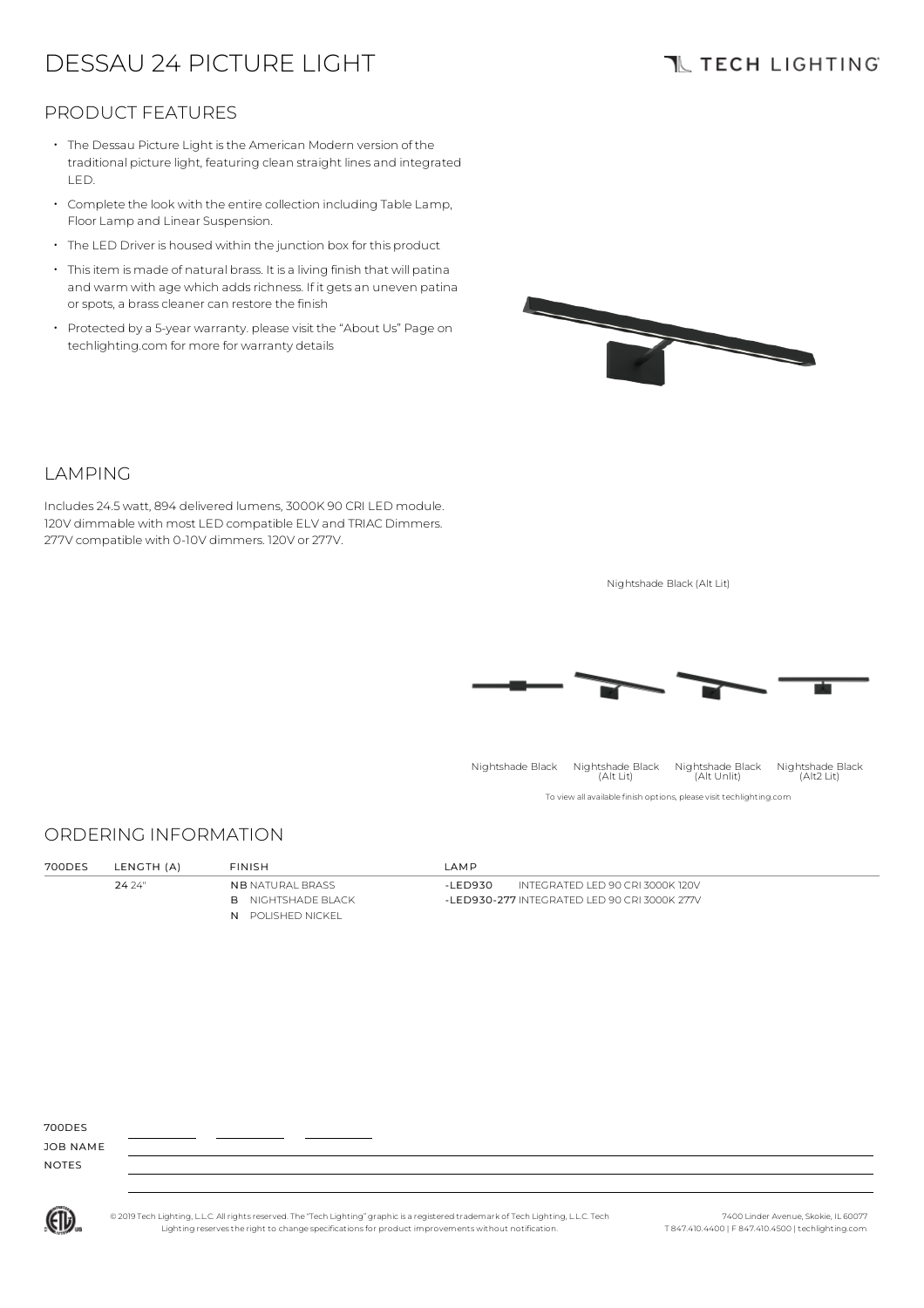# DESSAU 24 PICTURE LIGHT

TECH LIGHTING

## PRODUCT FEATURES

- The Dessau Picture Light is the American Modern version of the traditional picture light, featuring clean straight lines and integrated LED.
- Complete the look with the entire collection including Table Lamp, Floor Lamp and Linear Suspension.
- The LED Driver is housed within the junction box for this product
- This item is made of natural brass. It is a living finish that will patina and warm with age which adds richness. If it gets an uneven patina or spots, a brass cleaner can restore the finish
- Protected by a 5-year warranty. please visit the "About Us" Page on techlighting.com for more for warranty details

## LAMPING

Includes 24.5 watt, 894 delivered lumens, 3000K 90 CRI LED module. 120V dimmable with most LED compatible ELV and TRIAC Dimmers. 277V compatible with 0-10V dimmers. 120V or 277V.

Nightshade Black (Alt Lit)

Nightshade Black | Nightshade Black (Alt Lit) | Nightshade Black (Alt Unlit) | Nightshade Black (Alt2 Lit)

To view all available finish options, please visit techlighting.com

## ORDERING INFORMATION

| 700DES | LENGTH (A) | FINISH | LAMP |
|---|---|---|---|
| | 24 24" | NB NATURAL BRASS | -LED930 INTEGRATED LED 90 CRI 3000K 120V |
| | | B NIGHTSHADE BLACK | -LED930-277 INTEGRATED LED 90 CRI 3000K 277V |
| | | N POLISHED NICKEL | |

700DES \_\_\_\_\_\_\_\_ \_\_\_\_\_\_\_\_ \_\_\_\_\_\_\_\_

JOB NAME

NOTES

© 2019 Tech Lighting, L.L.C. All rights reserved. The "Tech Lighting" graphic is a registered trademark of Tech Lighting, L.L.C. Tech Lighting reserves the right to change specifications for product improvements without notification.

7400 Linder Avenue, Skokie, IL 60077
T 847.410.4400 | F 847.410.4500 | techlighting.com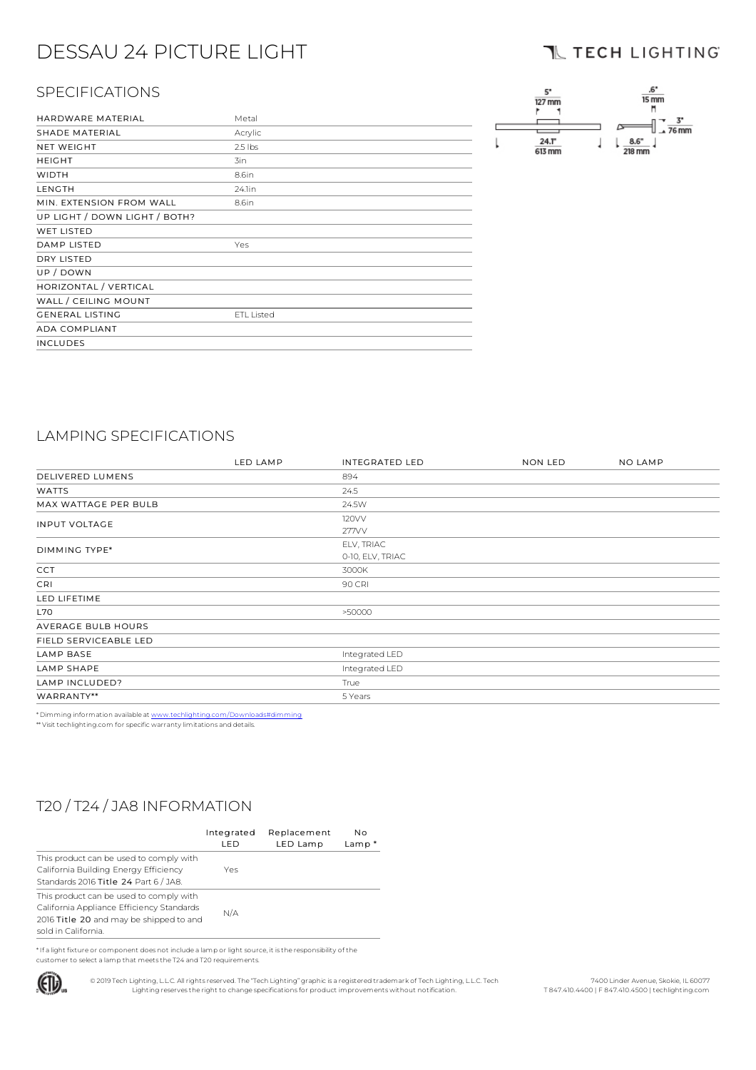# DESSAU 24 PICTURE LIGHT

TECH LIGHTING

## SPECIFICATIONS

| | |
|---|---|
| HARDWARE MATERIAL | Metal |
| SHADE MATERIAL | Acrylic |
| NET WEIGHT | 2.5 lbs |
| HEIGHT | 3in |
| WIDTH | 8.6in |
| LENGTH | 24.1in |
| MIN. EXTENSION FROM WALL | 8.6in |
| UP LIGHT / DOWN LIGHT / BOTH? | |
| WET LISTED | |
| DAMP LISTED | Yes |
| DRY LISTED | |
| UP / DOWN | |
| HORIZONTAL / VERTICAL | |
| WALL / CEILING MOUNT | |
| GENERAL LISTING | ETL Listed |
| ADA COMPLIANT | |
| INCLUDES | |

5"
127 mm

24.1"
613 mm

.6"
15 mm

3"
76 mm

8.6"
218 mm

## LAMPING SPECIFICATIONS

| | LED LAMP | INTEGRATED LED | NON LED | NO LAMP |
|---|---|---|---|---|
| DELIVERED LUMENS | | 894 | | |
| WATTS | | 24.5 | | |
| MAX WATTAGE PER BULB | | 24.5W | | |
| INPUT VOLTAGE | | 120VV<br>277VV | | |
| DIMMING TYPE* | | ELV, TRIAC<br>0-10, ELV, TRIAC | | |
| CCT | | 3000K | | |
| CRI | | 90 CRI | | |
| LED LIFETIME | | | | |
| L70 | | >50000 | | |
| AVERAGE BULB HOURS | | | | |
| FIELD SERVICEABLE LED | | | | |
| LAMP BASE | | Integrated LED | | |
| LAMP SHAPE | | Integrated LED | | |
| LAMP INCLUDED? | | True | | |
| WARRANTY** | | 5 Years | | |

* Dimming information available at www.techlighting.com/Downloads#dimming
** Visit techlighting.com for specific warranty limitations and details.

## T20 / T24 / JA8 INFORMATION

| | Integrated LED | Replacement LED Lamp | No Lamp * |
|---|---|---|---|
| This product can be used to comply with California Building Energy Efficiency Standards 2016 Title 24 Part 6 / JA8. | Yes | | |
| This product can be used to comply with California Appliance Efficiency Standards 2016 Title 20 and may be shipped to and sold in California. | N/A | | |

* If a light fixture or component does not include a lamp or light source, it is the responsibility of the customer to select a lamp that meets the T24 and T20 requirements.

© 2019 Tech Lighting, L.L.C. All rights reserved. The "Tech Lighting" graphic is a registered trademark of Tech Lighting, L.L.C. Tech Lighting reserves the right to change specifications for product improvements without notification.

7400 Linder Avenue, Skokie, IL 60077
T 847.410.4400 | F 847.410.4500 | techlighting.com